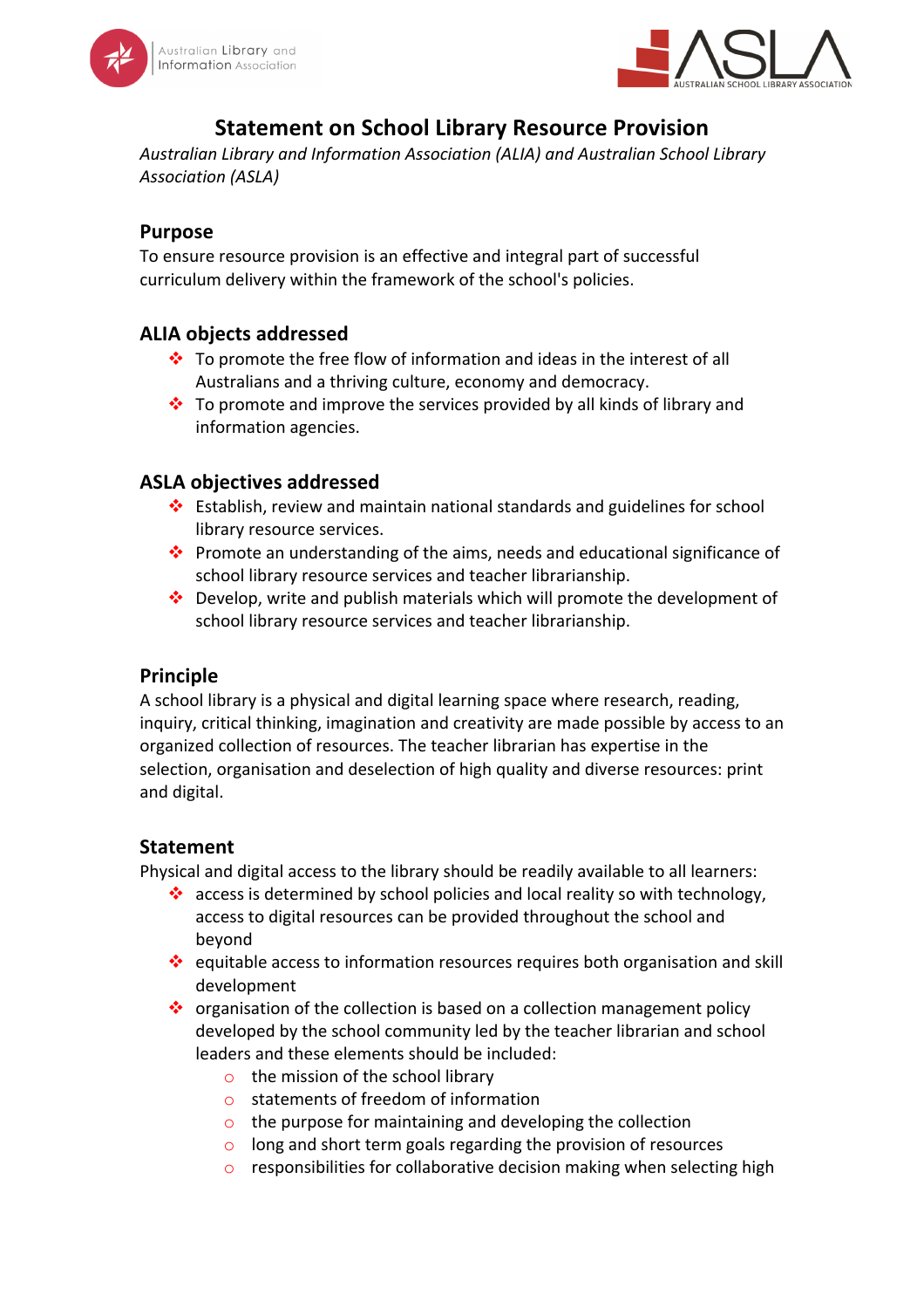# Statement on School Library Resource Provision

*Australian Library and Information Association (ALIA) and Australian School Library Association (ASLA)*

## Purpose

To ensure resource provision is an effective and integral part of successful curriculum delivery within the framework of the school's policies.

## ALIA objects addressed

- To promote the free flow of information and ideas in the interest of all Australians and a thriving culture, economy and democracy.
- To promote and improve the services provided by all kinds of library and information agencies.

## ASLA objectives addressed

- Establish, review and maintain national standards and guidelines for school library resource services.
- Promote an understanding of the aims, needs and educational significance of school library resource services and teacher librarianship.
- Develop, write and publish materials which will promote the development of school library resource services and teacher librarianship.

## Principle

A school library is a physical and digital learning space where research, reading, inquiry, critical thinking, imagination and creativity are made possible by access to an organized collection of resources. The teacher librarian has expertise in the selection, organisation and deselection of high quality and diverse resources: print and digital.

## Statement

Physical and digital access to the library should be readily available to all learners:

- access is determined by school policies and local reality so with technology, access to digital resources can be provided throughout the school and beyond
- equitable access to information resources requires both organisation and skill development
- organisation of the collection is based on a collection management policy developed by the school community led by the teacher librarian and school leaders and these elements should be included:
    - the mission of the school library
    - statements of freedom of information
    - the purpose for maintaining and developing the collection
    - long and short term goals regarding the provision of resources
    - responsibilities for collaborative decision making when selecting high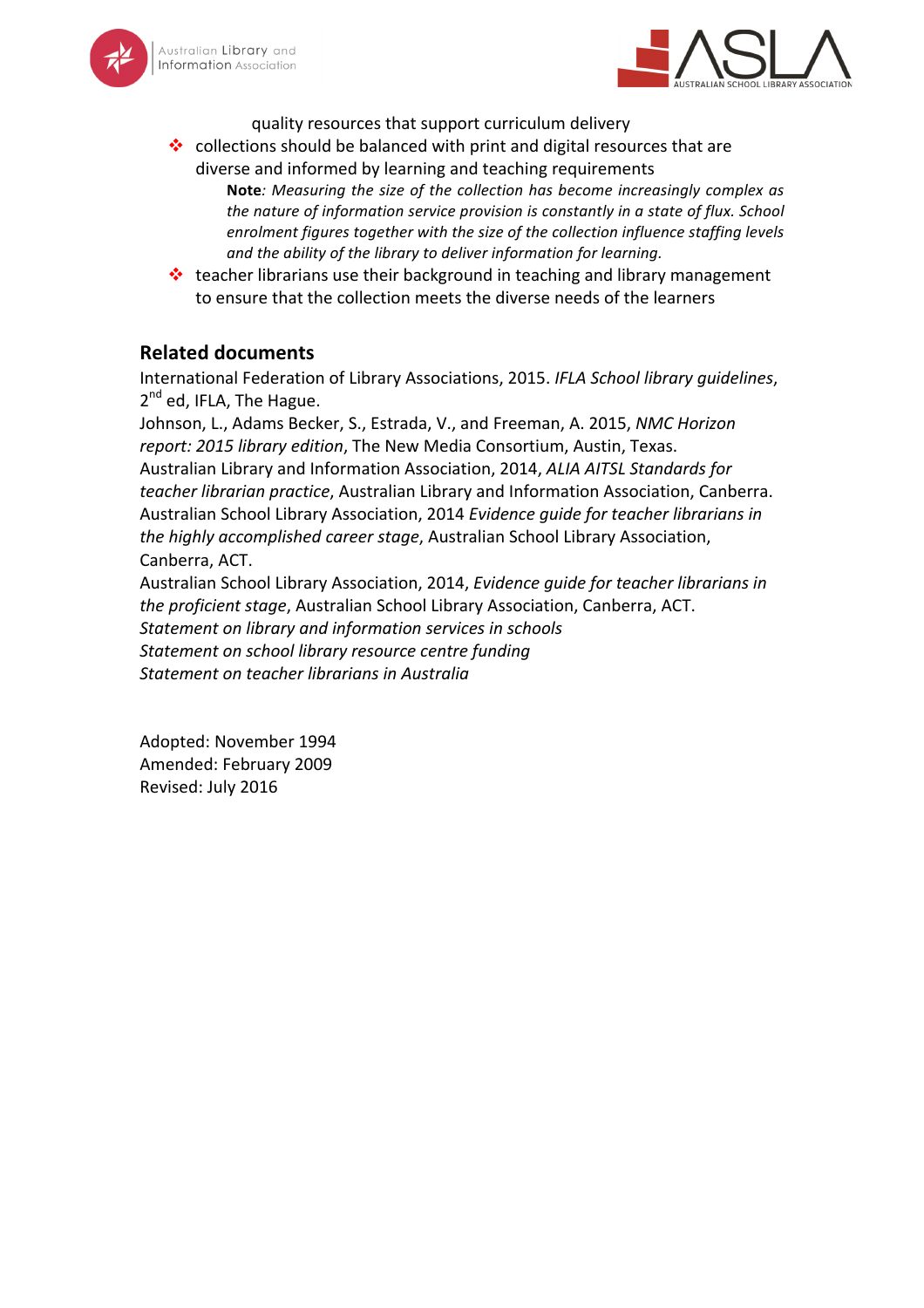quality resources that support curriculum delivery

- collections should be balanced with print and digital resources that are diverse and informed by learning and teaching requirements

  **Note**: *Measuring the size of the collection has become increasingly complex as the nature of information service provision is constantly in a state of flux. School enrolment figures together with the size of the collection influence staffing levels and the ability of the library to deliver information for learning.*

- teacher librarians use their background in teaching and library management to ensure that the collection meets the diverse needs of the learners

## Related documents

International Federation of Library Associations, 2015. *IFLA School library guidelines*, 2nd ed, IFLA, The Hague.

Johnson, L., Adams Becker, S., Estrada, V., and Freeman, A. 2015, *NMC Horizon report: 2015 library edition*, The New Media Consortium, Austin, Texas.

Australian Library and Information Association, 2014, *ALIA AITSL Standards for teacher librarian practice*, Australian Library and Information Association, Canberra.

Australian School Library Association, 2014 *Evidence guide for teacher librarians in the highly accomplished career stage*, Australian School Library Association, Canberra, ACT.

Australian School Library Association, 2014, *Evidence guide for teacher librarians in the proficient stage*, Australian School Library Association, Canberra, ACT.

*Statement on library and information services in schools*

*Statement on school library resource centre funding*

*Statement on teacher librarians in Australia*

Adopted: November 1994
Amended: February 2009
Revised: July 2016